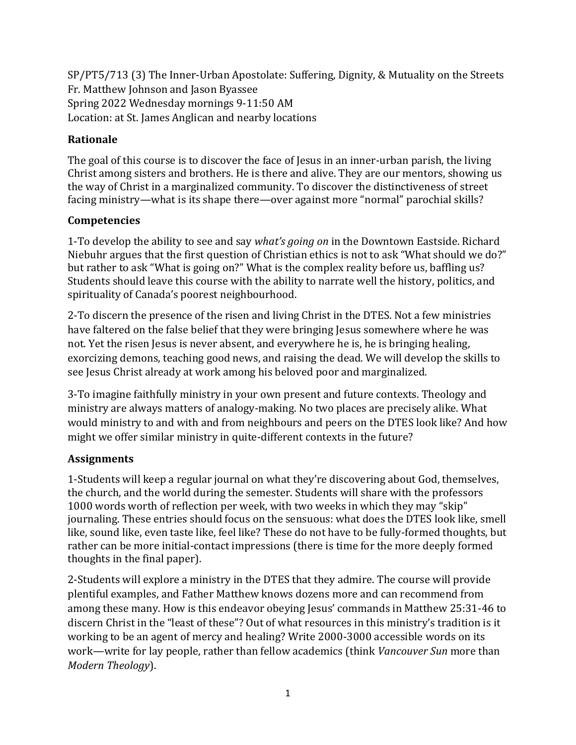SP/PT5/713 (3) The Inner-Urban Apostolate: Suffering, Dignity, & Mutuality on the Streets
Fr. Matthew Johnson and Jason Byassee
Spring 2022 Wednesday mornings 9-11:50 AM
Location: at St. James Anglican and nearby locations

## Rationale

The goal of this course is to discover the face of Jesus in an inner-urban parish, the living Christ among sisters and brothers. He is there and alive. They are our mentors, showing us the way of Christ in a marginalized community. To discover the distinctiveness of street facing ministry—what is its shape there—over against more "normal" parochial skills?

## Competencies

1-To develop the ability to see and say *what's going on* in the Downtown Eastside. Richard Niebuhr argues that the first question of Christian ethics is not to ask "What should we do?" but rather to ask "What is going on?" What is the complex reality before us, baffling us? Students should leave this course with the ability to narrate well the history, politics, and spirituality of Canada's poorest neighbourhood.

2-To discern the presence of the risen and living Christ in the DTES. Not a few ministries have faltered on the false belief that they were bringing Jesus somewhere where he was not. Yet the risen Jesus is never absent, and everywhere he is, he is bringing healing, exorcizing demons, teaching good news, and raising the dead. We will develop the skills to see Jesus Christ already at work among his beloved poor and marginalized.

3-To imagine faithfully ministry in your own present and future contexts. Theology and ministry are always matters of analogy-making. No two places are precisely alike. What would ministry to and with and from neighbours and peers on the DTES look like? And how might we offer similar ministry in quite-different contexts in the future?

## Assignments

1-Students will keep a regular journal on what they're discovering about God, themselves, the church, and the world during the semester. Students will share with the professors 1000 words worth of reflection per week, with two weeks in which they may "skip" journaling. These entries should focus on the sensuous: what does the DTES look like, smell like, sound like, even taste like, feel like? These do not have to be fully-formed thoughts, but rather can be more initial-contact impressions (there is time for the more deeply formed thoughts in the final paper).

2-Students will explore a ministry in the DTES that they admire. The course will provide plentiful examples, and Father Matthew knows dozens more and can recommend from among these many. How is this endeavor obeying Jesus' commands in Matthew 25:31-46 to discern Christ in the "least of these"? Out of what resources in this ministry's tradition is it working to be an agent of mercy and healing? Write 2000-3000 accessible words on its work—write for lay people, rather than fellow academics (think *Vancouver Sun* more than *Modern Theology*).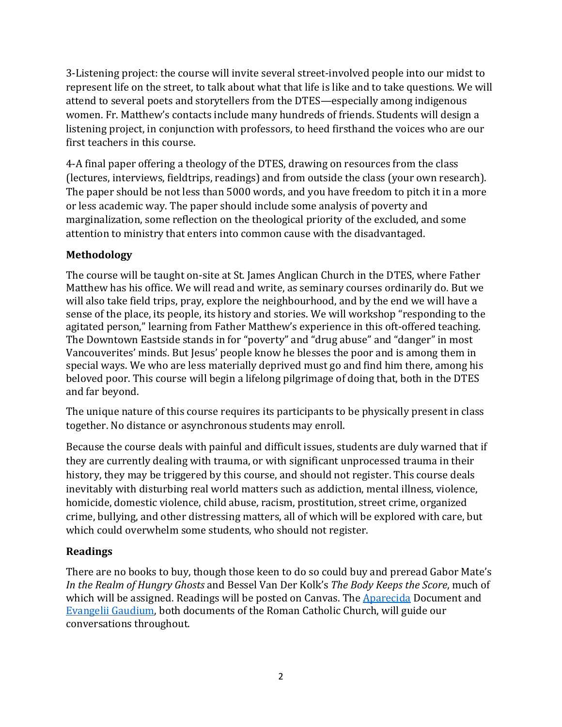3-Listening project: the course will invite several street-involved people into our midst to represent life on the street, to talk about what that life is like and to take questions. We will attend to several poets and storytellers from the DTES—especially among indigenous women. Fr. Matthew's contacts include many hundreds of friends. Students will design a listening project, in conjunction with professors, to heed firsthand the voices who are our first teachers in this course.

4-A final paper offering a theology of the DTES, drawing on resources from the class (lectures, interviews, fieldtrips, readings) and from outside the class (your own research). The paper should be not less than 5000 words, and you have freedom to pitch it in a more or less academic way. The paper should include some analysis of poverty and marginalization, some reflection on the theological priority of the excluded, and some attention to ministry that enters into common cause with the disadvantaged.

### Methodology

The course will be taught on-site at St. James Anglican Church in the DTES, where Father Matthew has his office. We will read and write, as seminary courses ordinarily do. But we will also take field trips, pray, explore the neighbourhood, and by the end we will have a sense of the place, its people, its history and stories. We will workshop "responding to the agitated person," learning from Father Matthew's experience in this oft-offered teaching. The Downtown Eastside stands in for "poverty" and "drug abuse" and "danger" in most Vancouverites' minds. But Jesus' people know he blesses the poor and is among them in special ways. We who are less materially deprived must go and find him there, among his beloved poor. This course will begin a lifelong pilgrimage of doing that, both in the DTES and far beyond.

The unique nature of this course requires its participants to be physically present in class together. No distance or asynchronous students may enroll.

Because the course deals with painful and difficult issues, students are duly warned that if they are currently dealing with trauma, or with significant unprocessed trauma in their history, they may be triggered by this course, and should not register. This course deals inevitably with disturbing real world matters such as addiction, mental illness, violence, homicide, domestic violence, child abuse, racism, prostitution, street crime, organized crime, bullying, and other distressing matters, all of which will be explored with care, but which could overwhelm some students, who should not register.

### Readings

There are no books to buy, though those keen to do so could buy and preread Gabor Mate's *In the Realm of Hungry Ghosts* and Bessel Van Der Kolk's *The Body Keeps the Score*, much of which will be assigned. Readings will be posted on Canvas. The [Aparecida](#) Document and [Evangelii Gaudium](#), both documents of the Roman Catholic Church, will guide our conversations throughout.